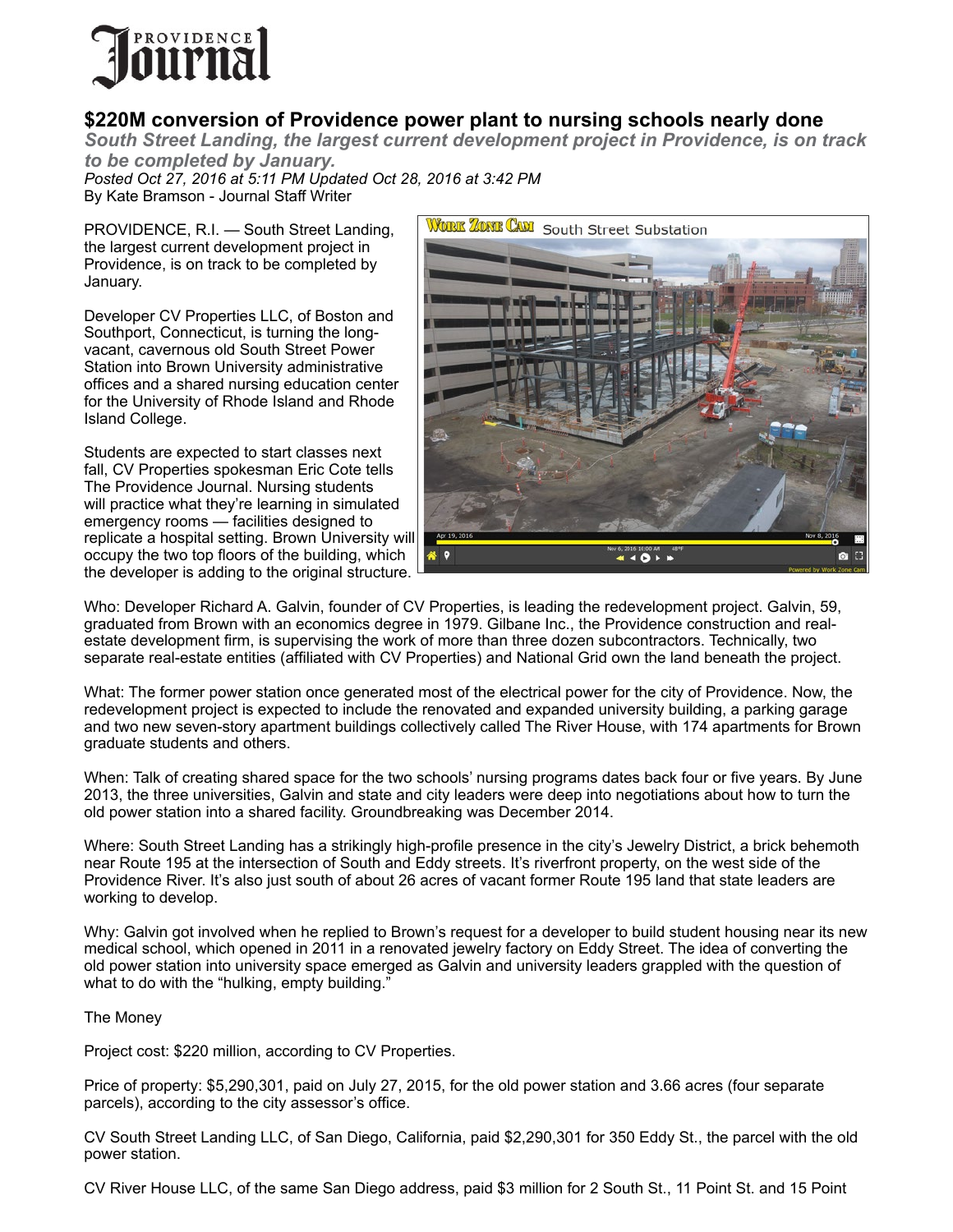# $220M conversion of Providence power plant to nursing schools nearly done

***South Street Landing, the largest current development project in Providence, is on track to be completed by January.***

*Posted Oct 27, 2016 at 5:11 PM Updated Oct 28, 2016 at 3:42 PM*

By Kate Bramson - Journal Staff Writer

PROVIDENCE, R.I. — South Street Landing, the largest current development project in Providence, is on track to be completed by January.

Developer CV Properties LLC, of Boston and Southport, Connecticut, is turning the long-vacant, cavernous old South Street Power Station into Brown University administrative offices and a shared nursing education center for the University of Rhode Island and Rhode Island College.

Students are expected to start classes next fall, CV Properties spokesman Eric Cote tells The Providence Journal. Nursing students will practice what they're learning in simulated emergency rooms — facilities designed to replicate a hospital setting. Brown University will occupy the two top floors of the building, which the developer is adding to the original structure.

Who: Developer Richard A. Galvin, founder of CV Properties, is leading the redevelopment project. Galvin, 59, graduated from Brown with an economics degree in 1979. Gilbane Inc., the Providence construction and real-estate development firm, is supervising the work of more than three dozen subcontractors. Technically, two separate real-estate entities (affiliated with CV Properties) and National Grid own the land beneath the project.

What: The former power station once generated most of the electrical power for the city of Providence. Now, the redevelopment project is expected to include the renovated and expanded university building, a parking garage and two new seven-story apartment buildings collectively called The River House, with 174 apartments for Brown graduate students and others.

When: Talk of creating shared space for the two schools' nursing programs dates back four or five years. By June 2013, the three universities, Galvin and state and city leaders were deep into negotiations about how to turn the old power station into a shared facility. Groundbreaking was December 2014.

Where: South Street Landing has a strikingly high-profile presence in the city's Jewelry District, a brick behemoth near Route 195 at the intersection of South and Eddy streets. It's riverfront property, on the west side of the Providence River. It's also just south of about 26 acres of vacant former Route 195 land that state leaders are working to develop.

Why: Galvin got involved when he replied to Brown's request for a developer to build student housing near its new medical school, which opened in 2011 in a renovated jewelry factory on Eddy Street. The idea of converting the old power station into university space emerged as Galvin and university leaders grappled with the question of what to do with the "hulking, empty building."

The Money

Project cost: $220 million, according to CV Properties.

Price of property: $5,290,301, paid on July 27, 2015, for the old power station and 3.66 acres (four separate parcels), according to the city assessor's office.

CV South Street Landing LLC, of San Diego, California, paid $2,290,301 for 350 Eddy St., the parcel with the old power station.

CV River House LLC, of the same San Diego address, paid $3 million for 2 South St., 11 Point St. and 15 Point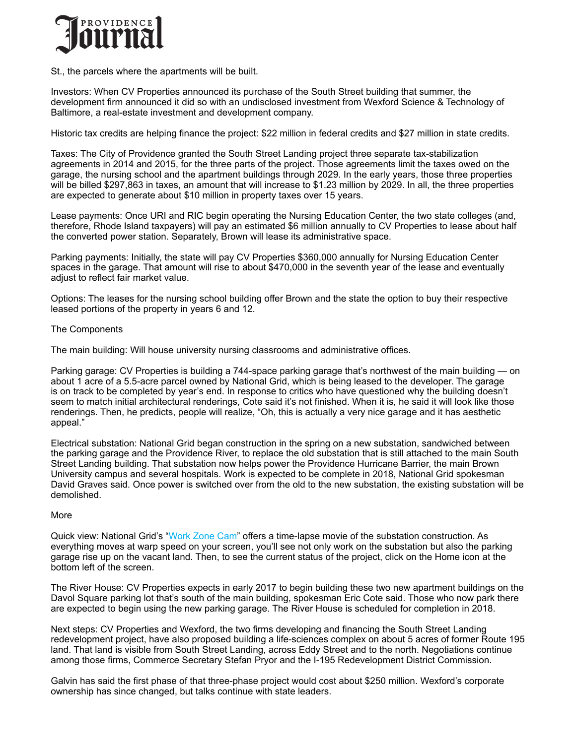St., the parcels where the apartments will be built.

Investors: When CV Properties announced its purchase of the South Street building that summer, the development firm announced it did so with an undisclosed investment from Wexford Science & Technology of Baltimore, a real-estate investment and development company.

Historic tax credits are helping finance the project: $22 million in federal credits and $27 million in state credits.

Taxes: The City of Providence granted the South Street Landing project three separate tax-stabilization agreements in 2014 and 2015, for the three parts of the project. Those agreements limit the taxes owed on the garage, the nursing school and the apartment buildings through 2029. In the early years, those three properties will be billed $297,863 in taxes, an amount that will increase to $1.23 million by 2029. In all, the three properties are expected to generate about $10 million in property taxes over 15 years.

Lease payments: Once URI and RIC begin operating the Nursing Education Center, the two state colleges (and, therefore, Rhode Island taxpayers) will pay an estimated $6 million annually to CV Properties to lease about half the converted power station. Separately, Brown will lease its administrative space.

Parking payments: Initially, the state will pay CV Properties $360,000 annually for Nursing Education Center spaces in the garage. That amount will rise to about $470,000 in the seventh year of the lease and eventually adjust to reflect fair market value.

Options: The leases for the nursing school building offer Brown and the state the option to buy their respective leased portions of the property in years 6 and 12.

The Components

The main building: Will house university nursing classrooms and administrative offices.

Parking garage: CV Properties is building a 744-space parking garage that's northwest of the main building — on about 1 acre of a 5.5-acre parcel owned by National Grid, which is being leased to the developer. The garage is on track to be completed by year's end. In response to critics who have questioned why the building doesn't seem to match initial architectural renderings, Cote said it's not finished. When it is, he said it will look like those renderings. Then, he predicts, people will realize, "Oh, this is actually a very nice garage and it has aesthetic appeal."

Electrical substation: National Grid began construction in the spring on a new substation, sandwiched between the parking garage and the Providence River, to replace the old substation that is still attached to the main South Street Landing building. That substation now helps power the Providence Hurricane Barrier, the main Brown University campus and several hospitals. Work is expected to be complete in 2018, National Grid spokesman David Graves said. Once power is switched over from the old to the new substation, the existing substation will be demolished.

More

Quick view: National Grid's "Work Zone Cam" offers a time-lapse movie of the substation construction. As everything moves at warp speed on your screen, you'll see not only work on the substation but also the parking garage rise up on the vacant land. Then, to see the current status of the project, click on the Home icon at the bottom left of the screen.

The River House: CV Properties expects in early 2017 to begin building these two new apartment buildings on the Davol Square parking lot that's south of the main building, spokesman Eric Cote said. Those who now park there are expected to begin using the new parking garage. The River House is scheduled for completion in 2018.

Next steps: CV Properties and Wexford, the two firms developing and financing the South Street Landing redevelopment project, have also proposed building a life-sciences complex on about 5 acres of former Route 195 land. That land is visible from South Street Landing, across Eddy Street and to the north. Negotiations continue among those firms, Commerce Secretary Stefan Pryor and the I-195 Redevelopment District Commission.

Galvin has said the first phase of that three-phase project would cost about $250 million. Wexford's corporate ownership has since changed, but talks continue with state leaders.